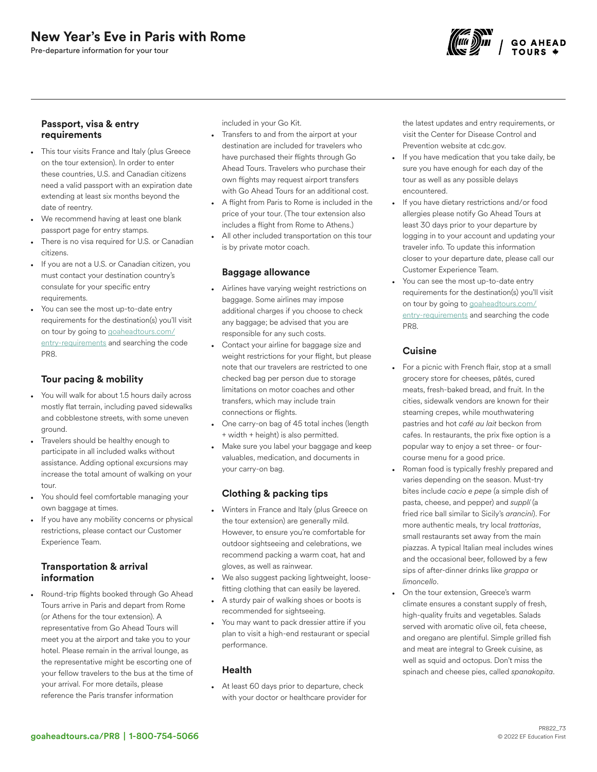# New Year's Eve in Paris with Rome

Pre-departure information for your tour

## Passport, visa & entry requirements

- This tour visits France and Italy (plus Greece on the tour extension). In order to enter these countries, U.S. and Canadian citizens need a valid passport with an expiration date extending at least six months beyond the date of reentry.
- We recommend having at least one blank passport page for entry stamps.
- There is no visa required for U.S. or Canadian citizens.
- If you are not a U.S. or Canadian citizen, you must contact your destination country's consulate for your specific entry requirements.
- You can see the most up-to-date entry requirements for the destination(s) you'll visit on tour by going to goaheadtours.com/entry-requirements and searching the code PR8.

## Tour pacing & mobility

- You will walk for about 1.5 hours daily across mostly flat terrain, including paved sidewalks and cobblestone streets, with some uneven ground.
- Travelers should be healthy enough to participate in all included walks without assistance. Adding optional excursions may increase the total amount of walking on your tour.
- You should feel comfortable managing your own baggage at times.
- If you have any mobility concerns or physical restrictions, please contact our Customer Experience Team.

## Transportation & arrival information

- Round-trip flights booked through Go Ahead Tours arrive in Paris and depart from Rome (or Athens for the tour extension). A representative from Go Ahead Tours will meet you at the airport and take you to your hotel. Please remain in the arrival lounge, as the representative might be escorting one of your fellow travelers to the bus at the time of your arrival. For more details, please reference the Paris transfer information included in your Go Kit.
- Transfers to and from the airport at your destination are included for travelers who have purchased their flights through Go Ahead Tours. Travelers who purchase their own flights may request airport transfers with Go Ahead Tours for an additional cost.
- A flight from Paris to Rome is included in the price of your tour. (The tour extension also includes a flight from Rome to Athens.)
- All other included transportation on this tour is by private motor coach.

## Baggage allowance

- Airlines have varying weight restrictions on baggage. Some airlines may impose additional charges if you choose to check any baggage; be advised that you are responsible for any such costs.
- Contact your airline for baggage size and weight restrictions for your flight, but please note that our travelers are restricted to one checked bag per person due to storage limitations on motor coaches and other transfers, which may include train connections or flights.
- One carry-on bag of 45 total inches (length + width + height) is also permitted.
- Make sure you label your baggage and keep valuables, medication, and documents in your carry-on bag.

## Clothing & packing tips

- Winters in France and Italy (plus Greece on the tour extension) are generally mild. However, to ensure you're comfortable for outdoor sightseeing and celebrations, we recommend packing a warm coat, hat and gloves, as well as rainwear.
- We also suggest packing lightweight, loose-fitting clothing that can easily be layered.
- A sturdy pair of walking shoes or boots is recommended for sightseeing.
- You may want to pack dressier attire if you plan to visit a high-end restaurant or special performance.

## Health

- At least 60 days prior to departure, check with your doctor or healthcare provider for the latest updates and entry requirements, or visit the Center for Disease Control and Prevention website at cdc.gov.
- If you have medication that you take daily, be sure you have enough for each day of the tour as well as any possible delays encountered.
- If you have dietary restrictions and/or food allergies please notify Go Ahead Tours at least 30 days prior to your departure by logging in to your account and updating your traveler info. To update this information closer to your departure date, please call our Customer Experience Team.
- You can see the most up-to-date entry requirements for the destination(s) you'll visit on tour by going to goaheadtours.com/entry-requirements and searching the code PR8.

## Cuisine

- For a picnic with French flair, stop at a small grocery store for cheeses, pâtés, cured meats, fresh-baked bread, and fruit. In the cities, sidewalk vendors are known for their steaming crepes, while mouthwatering pastries and hot *café au lait* beckon from cafes. In restaurants, the prix fixe option is a popular way to enjoy a set three- or four-course menu for a good price.
- Roman food is typically freshly prepared and varies depending on the season. Must-try bites include *cacio e pepe* (a simple dish of pasta, cheese, and pepper) and *supplí* (a fried rice ball similar to Sicily's *arancini*). For more authentic meals, try local *trattorias*, small restaurants set away from the main piazzas. A typical Italian meal includes wines and the occasional beer, followed by a few sips of after-dinner drinks like *grappa* or *limoncello*.
- On the tour extension, Greece's warm climate ensures a constant supply of fresh, high-quality fruits and vegetables. Salads served with aromatic olive oil, feta cheese, and oregano are plentiful. Simple grilled fish and meat are integral to Greek cuisine, as well as squid and octopus. Don't miss the spinach and cheese pies, called *spanakopita*.

goaheadtours.ca/PR8 | 1-800-754-5066

PR822_73
© 2022 EF Education First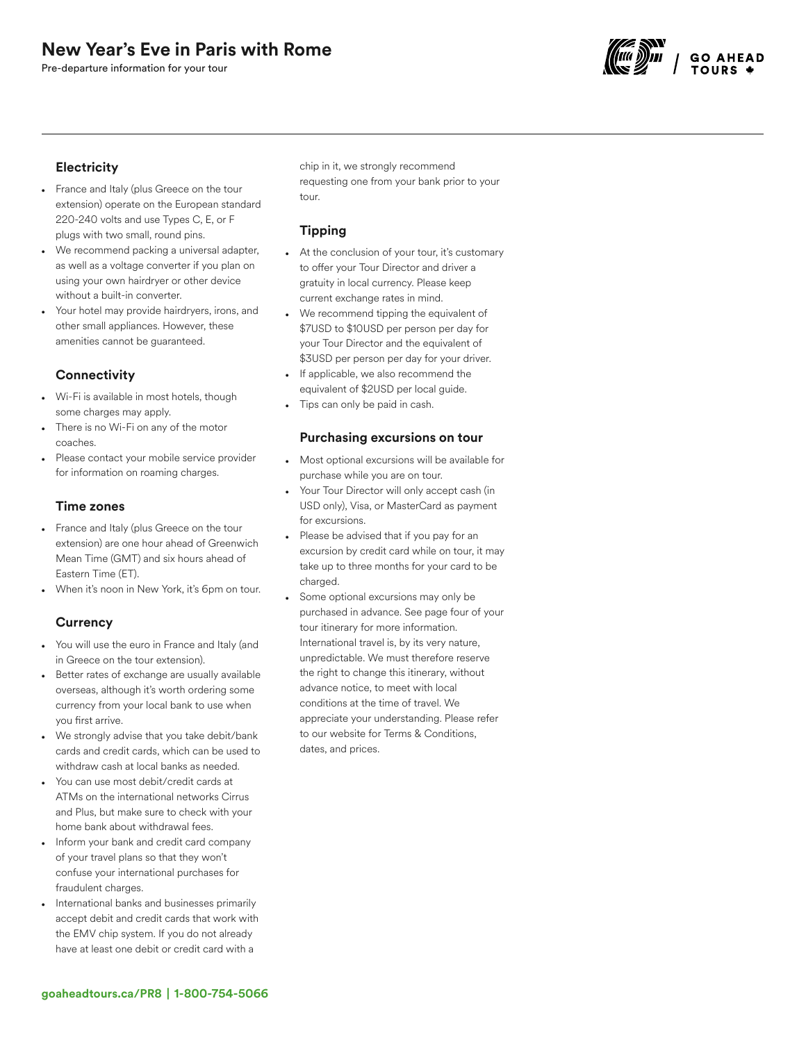# New Year's Eve in Paris with Rome

Pre-departure information for your tour

### Electricity

- France and Italy (plus Greece on the tour extension) operate on the European standard 220-240 volts and use Types C, E, or F plugs with two small, round pins.
- We recommend packing a universal adapter, as well as a voltage converter if you plan on using your own hairdryer or other device without a built-in converter.
- Your hotel may provide hairdryers, irons, and other small appliances. However, these amenities cannot be guaranteed.

### Connectivity

- Wi-Fi is available in most hotels, though some charges may apply.
- There is no Wi-Fi on any of the motor coaches.
- Please contact your mobile service provider for information on roaming charges.

### Time zones

- France and Italy (plus Greece on the tour extension) are one hour ahead of Greenwich Mean Time (GMT) and six hours ahead of Eastern Time (ET).
- When it's noon in New York, it's 6pm on tour.

### Currency

- You will use the euro in France and Italy (and in Greece on the tour extension).
- Better rates of exchange are usually available overseas, although it's worth ordering some currency from your local bank to use when you first arrive.
- We strongly advise that you take debit/bank cards and credit cards, which can be used to withdraw cash at local banks as needed.
- You can use most debit/credit cards at ATMs on the international networks Cirrus and Plus, but make sure to check with your home bank about withdrawal fees.
- Inform your bank and credit card company of your travel plans so that they won't confuse your international purchases for fraudulent charges.
- International banks and businesses primarily accept debit and credit cards that work with the EMV chip system. If you do not already have at least one debit or credit card with a chip in it, we strongly recommend requesting one from your bank prior to your tour.

### Tipping

- At the conclusion of your tour, it's customary to offer your Tour Director and driver a gratuity in local currency. Please keep current exchange rates in mind.
- We recommend tipping the equivalent of $7USD to $10USD per person per day for your Tour Director and the equivalent of $3USD per person per day for your driver.
- If applicable, we also recommend the equivalent of $2USD per local guide.
- Tips can only be paid in cash.

### Purchasing excursions on tour

- Most optional excursions will be available for purchase while you are on tour.
- Your Tour Director will only accept cash (in USD only), Visa, or MasterCard as payment for excursions.
- Please be advised that if you pay for an excursion by credit card while on tour, it may take up to three months for your card to be charged.
- Some optional excursions may only be purchased in advance. See page four of your tour itinerary for more information. International travel is, by its very nature, unpredictable. We must therefore reserve the right to change this itinerary, without advance notice, to meet with local conditions at the time of travel. We appreciate your understanding. Please refer to our website for Terms & Conditions, dates, and prices.

**goaheadtours.ca/PR8 | 1-800-754-5066**